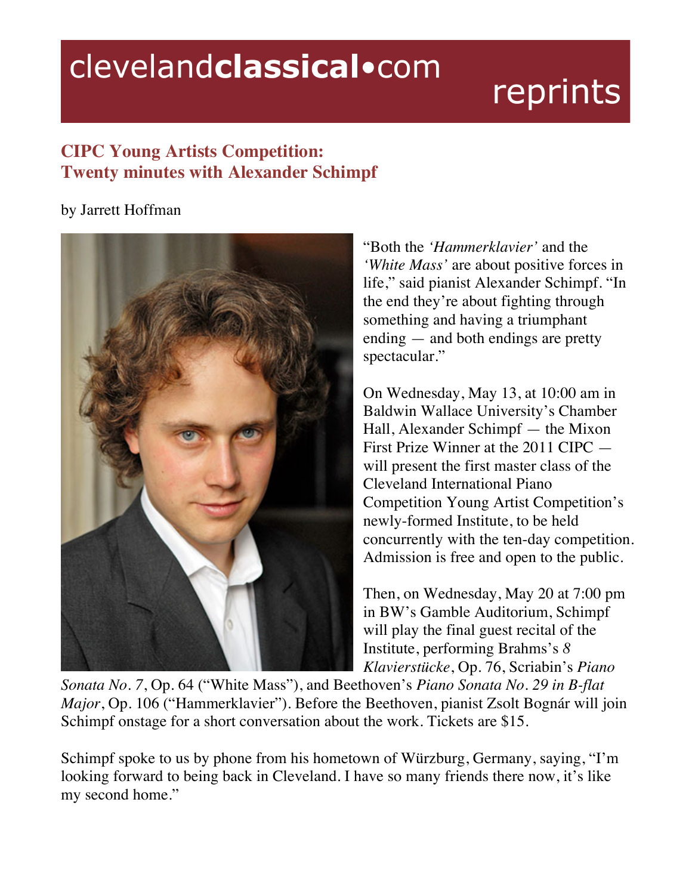clevelandclassical•com reprints

# CIPC Young Artists Competition: Twenty minutes with Alexander Schimpf

by Jarrett Hoffman

"Both the *'Hammerklavier'* and the *'White Mass'* are about positive forces in life," said pianist Alexander Schimpf. "In the end they're about fighting through something and having a triumphant ending — and both endings are pretty spectacular."

On Wednesday, May 13, at 10:00 am in Baldwin Wallace University's Chamber Hall, Alexander Schimpf — the Mixon First Prize Winner at the 2011 CIPC — will present the first master class of the Cleveland International Piano Competition Young Artist Competition's newly-formed Institute, to be held concurrently with the ten-day competition. Admission is free and open to the public.

Then, on Wednesday, May 20 at 7:00 pm in BW's Gamble Auditorium, Schimpf will play the final guest recital of the Institute, performing Brahms's *8 Klavierstücke*, Op. 76, Scriabin's *Piano Sonata No. 7*, Op. 64 ("White Mass"), and Beethoven's *Piano Sonata No. 29 in B-flat Major*, Op. 106 ("Hammerklavier"). Before the Beethoven, pianist Zsolt Bognár will join Schimpf onstage for a short conversation about the work. Tickets are $15.

Schimpf spoke to us by phone from his hometown of Würzburg, Germany, saying, "I'm looking forward to being back in Cleveland. I have so many friends there now, it's like my second home."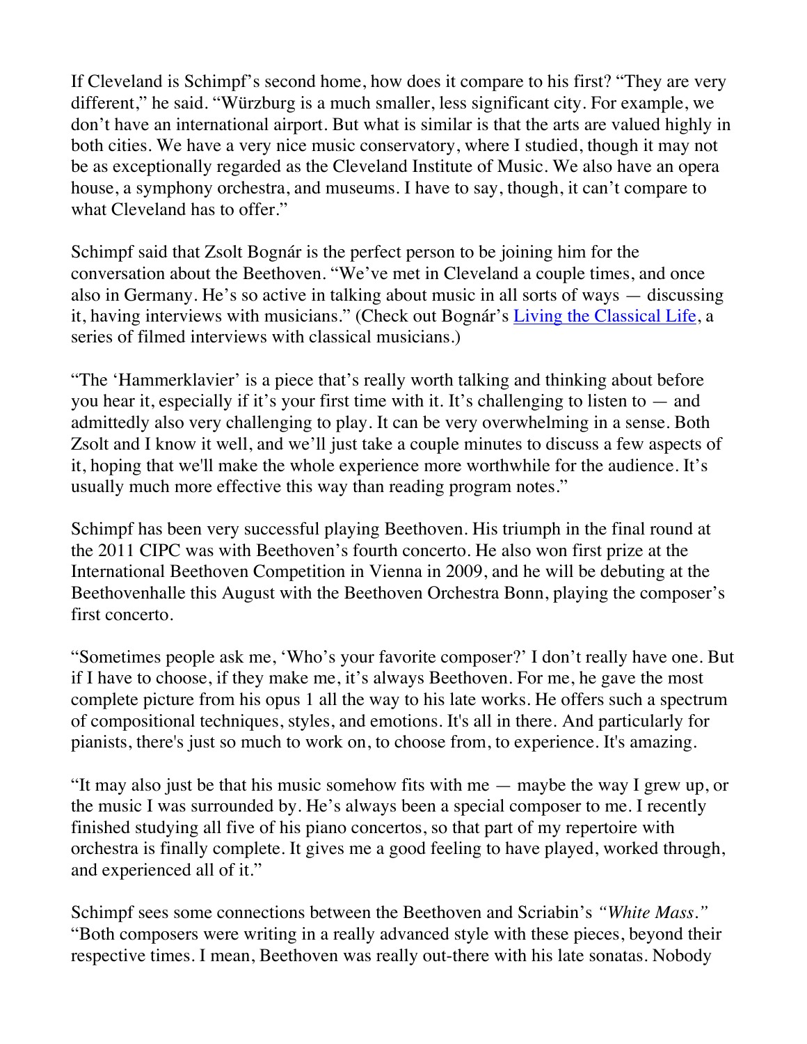If Cleveland is Schimpf's second home, how does it compare to his first? "They are very different," he said. "Würzburg is a much smaller, less significant city. For example, we don't have an international airport. But what is similar is that the arts are valued highly in both cities. We have a very nice music conservatory, where I studied, though it may not be as exceptionally regarded as the Cleveland Institute of Music. We also have an opera house, a symphony orchestra, and museums. I have to say, though, it can't compare to what Cleveland has to offer."

Schimpf said that Zsolt Bognár is the perfect person to be joining him for the conversation about the Beethoven. "We've met in Cleveland a couple times, and once also in Germany. He's so active in talking about music in all sorts of ways — discussing it, having interviews with musicians." (Check out Bognár's Living the Classical Life, a series of filmed interviews with classical musicians.)

"The 'Hammerklavier' is a piece that's really worth talking and thinking about before you hear it, especially if it's your first time with it. It's challenging to listen to — and admittedly also very challenging to play. It can be very overwhelming in a sense. Both Zsolt and I know it well, and we'll just take a couple minutes to discuss a few aspects of it, hoping that we'll make the whole experience more worthwhile for the audience. It's usually much more effective this way than reading program notes."

Schimpf has been very successful playing Beethoven. His triumph in the final round at the 2011 CIPC was with Beethoven's fourth concerto. He also won first prize at the International Beethoven Competition in Vienna in 2009, and he will be debuting at the Beethovenhalle this August with the Beethoven Orchestra Bonn, playing the composer's first concerto.

"Sometimes people ask me, 'Who's your favorite composer?' I don't really have one. But if I have to choose, if they make me, it's always Beethoven. For me, he gave the most complete picture from his opus 1 all the way to his late works. He offers such a spectrum of compositional techniques, styles, and emotions. It's all in there. And particularly for pianists, there's just so much to work on, to choose from, to experience. It's amazing.

"It may also just be that his music somehow fits with me — maybe the way I grew up, or the music I was surrounded by. He's always been a special composer to me. I recently finished studying all five of his piano concertos, so that part of my repertoire with orchestra is finally complete. It gives me a good feeling to have played, worked through, and experienced all of it."

Schimpf sees some connections between the Beethoven and Scriabin's *"White Mass."* "Both composers were writing in a really advanced style with these pieces, beyond their respective times. I mean, Beethoven was really out-there with his late sonatas. Nobody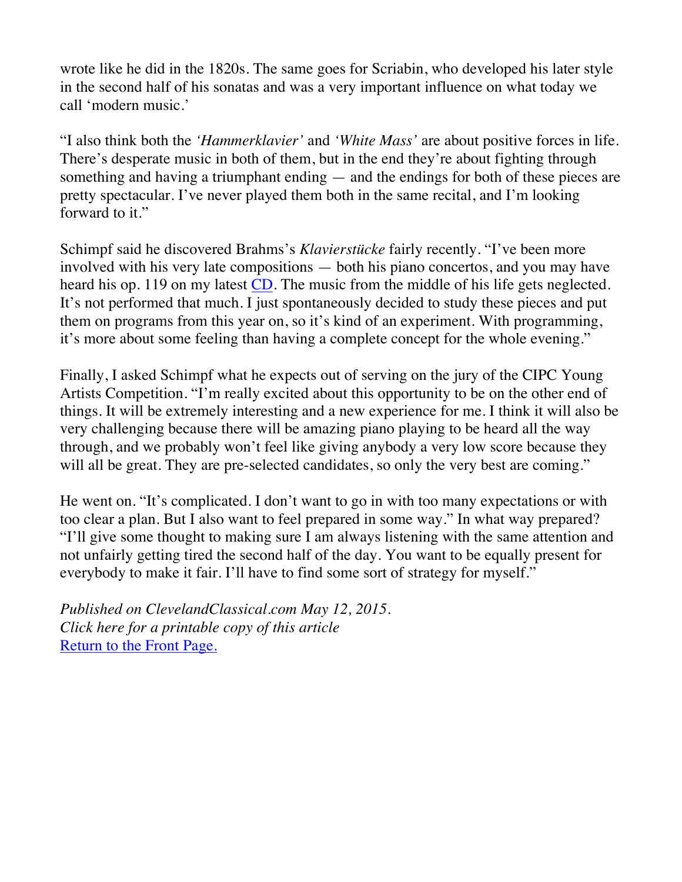wrote like he did in the 1820s. The same goes for Scriabin, who developed his later style in the second half of his sonatas and was a very important influence on what today we call 'modern music.'

"I also think both the *'Hammerklavier'* and *'White Mass'* are about positive forces in life. There's desperate music in both of them, but in the end they're about fighting through something and having a triumphant ending — and the endings for both of these pieces are pretty spectacular. I've never played them both in the same recital, and I'm looking forward to it."

Schimpf said he discovered Brahms's *Klavierstücke* fairly recently. "I've been more involved with his very late compositions — both his piano concertos, and you may have heard his op. 119 on my latest CD. The music from the middle of his life gets neglected. It's not performed that much. I just spontaneously decided to study these pieces and put them on programs from this year on, so it's kind of an experiment. With programming, it's more about some feeling than having a complete concept for the whole evening."

Finally, I asked Schimpf what he expects out of serving on the jury of the CIPC Young Artists Competition. "I'm really excited about this opportunity to be on the other end of things. It will be extremely interesting and a new experience for me. I think it will also be very challenging because there will be amazing piano playing to be heard all the way through, and we probably won't feel like giving anybody a very low score because they will all be great. They are pre-selected candidates, so only the very best are coming."

He went on. "It's complicated. I don't want to go in with too many expectations or with too clear a plan. But I also want to feel prepared in some way." In what way prepared? "I'll give some thought to making sure I am always listening with the same attention and not unfairly getting tired the second half of the day. You want to be equally present for everybody to make it fair. I'll have to find some sort of strategy for myself."

*Published on ClevelandClassical.com May 12, 2015.*
*Click here for a printable copy of this article*
Return to the Front Page.